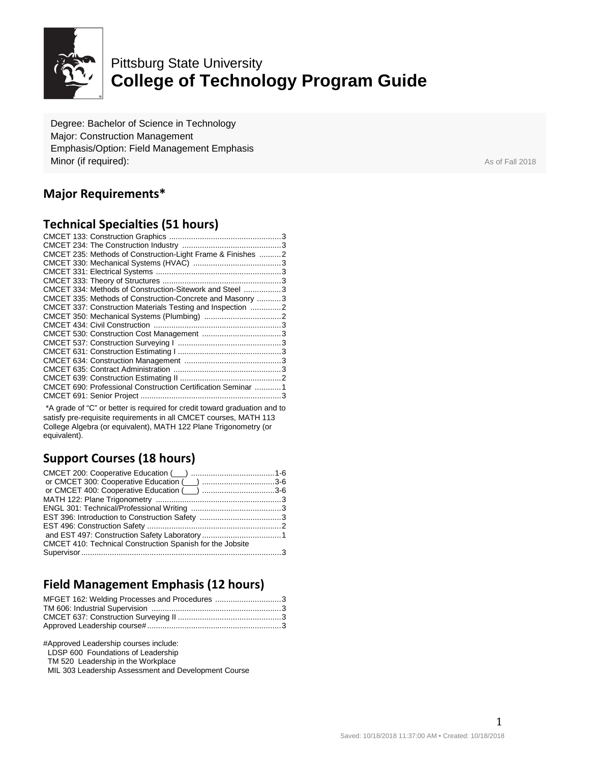Pittsburg State University

# College of Technology Program Guide

Degree: Bachelor of Science in Technology
Major: Construction Management
Emphasis/Option: Field Management Emphasis
Minor (if required):

As of Fall 2018

## Major Requirements*

## Technical Specialties (51 hours)

| Course | Hours |
|---|---|
| CMCET 133: Construction Graphics | 3 |
| CMCET 234: The Construction Industry | 3 |
| CMCET 235: Methods of Construction-Light Frame & Finishes | 2 |
| CMCET 330: Mechanical Systems (HVAC) | 3 |
| CMCET 331: Electrical Systems | 3 |
| CMCET 333: Theory of Structures | 3 |
| CMCET 334: Methods of Construction-Sitework and Steel | 3 |
| CMCET 335: Methods of Construction-Concrete and Masonry | 3 |
| CMCET 337: Construction Materials Testing and Inspection | 2 |
| CMCET 350: Mechanical Systems (Plumbing) | 2 |
| CMCET 434: Civil Construction | 3 |
| CMCET 530: Construction Cost Management | 3 |
| CMCET 537: Construction Surveying I | 3 |
| CMCET 631: Construction Estimating I | 3 |
| CMCET 634: Construction Management | 3 |
| CMCET 635: Contract Administration | 3 |
| CMCET 639: Construction Estimating II | 2 |
| CMCET 690: Professional Construction Certification Seminar | 1 |
| CMCET 691: Senior Project | 3 |

*A grade of "C" or better is required for credit toward graduation and to satisfy pre-requisite requirements in all CMCET courses, MATH 113 College Algebra (or equivalent), MATH 122 Plane Trigonometry (or equivalent).

## Support Courses (18 hours)

| Course | Hours |
|---|---|
| CMCET 200: Cooperative Education (___) | 1-6 |
| or CMCET 300: Cooperative Education (___) | 3-6 |
| or CMCET 400: Cooperative Education (___) | 3-6 |
| MATH 122: Plane Trigonometry | 3 |
| ENGL 301: Technical/Professional Writing | 3 |
| EST 396: Introduction to Construction Safety | 3 |
| EST 496: Construction Safety | 2 |
| and EST 497: Construction Safety Laboratory | 1 |
| CMCET 410: Technical Construction Spanish for the Jobsite Supervisor | 3 |

## Field Management Emphasis (12 hours)

| Course | Hours |
|---|---|
| MFGET 162: Welding Processes and Procedures | 3 |
| TM 606: Industrial Supervision | 3 |
| CMCET 637: Construction Surveying II | 3 |
| Approved Leadership course# | 3 |

#Approved Leadership courses include:
- LDSP 600 Foundations of Leadership
- TM 520 Leadership in the Workplace
- MIL 303 Leadership Assessment and Development Course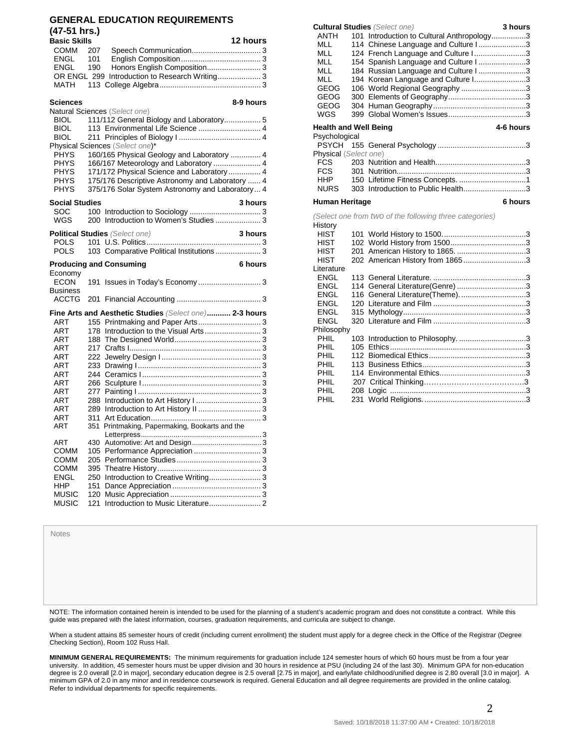## GENERAL EDUCATION REQUIREMENTS (47-51 hrs.)

**Basic Skills** **12 hours**

| | | | |
|---|---|---|---|
| COMM | 207 | Speech Communication | 3 |
| ENGL | 101 | English Composition | 3 |
| ENGL | 190 | Honors English Composition | 3 |
| OR ENGL | 299 | Introduction to Research Writing | 3 |
| MATH | 113 | College Algebra | 3 |

**Sciences** **8-9 hours**

Natural Sciences *(Select one)*

| | | | |
|---|---|---|---|
| BIOL | 111/112 | General Biology and Laboratory | 5 |
| BIOL | 113 | Environmental Life Science | 4 |
| BIOL | 211 | Principles of Biology I | 4 |

Physical Sciences *(Select one)**

| | | | |
|---|---|---|---|
| PHYS | 160/165 | Physical Geology and Laboratory | 4 |
| PHYS | 166/167 | Meteorology and Laboratory | 4 |
| PHYS | 171/172 | Physical Science and Laboratory | 4 |
| PHYS | 175/176 | Descriptive Astronomy and Laboratory | 4 |
| PHYS | 375/176 | Solar System Astronomy and Laboratory | 4 |

**Social Studies** **3 hours**

| | | | |
|---|---|---|---|
| SOC | 100 | Introduction to Sociology | 3 |
| WGS | 200 | Introduction to Women's Studies | 3 |

**Political Studies** *(Select one)* **3 hours**

| | | | |
|---|---|---|---|
| POLS | 101 | U.S. Politics | 3 |
| POLS | 103 | Comparative Political Institutions | 3 |

**Producing and Consuming** **6 hours**

Economy

| | | | |
|---|---|---|---|
| ECON | 191 | Issues in Today's Economy | 3 |

Business

| | | | |
|---|---|---|---|
| ACCTG | 201 | Financial Accounting | 3 |

**Fine Arts and Aesthetic Studies** *(Select one)* **2-3 hours**

| | | | |
|---|---|---|---|
| ART | 155 | Printmaking and Paper Arts | 3 |
| ART | 178 | Introduction to the Visual Arts | 3 |
| ART | 188 | The Designed World | 3 |
| ART | 217 | Crafts I | 3 |
| ART | 222 | Jewelry Design I | 3 |
| ART | 233 | Drawing I | 3 |
| ART | 244 | Ceramics I | 3 |
| ART | 266 | Sculpture I | 3 |
| ART | 277 | Painting I | 3 |
| ART | 288 | Introduction to Art History I | 3 |
| ART | 289 | Introduction to Art History II | 3 |
| ART | 311 | Art Education | 3 |
| ART | 351 | Printmaking, Papermaking, Bookarts and the Letterpress | 3 |
| ART | 430 | Automotive: Art and Design | 3 |
| COMM | 105 | Performance Appreciation | 3 |
| COMM | 205 | Performance Studies | 3 |
| COMM | 395 | Theatre History | 3 |
| ENGL | 250 | Introduction to Creative Writing | 3 |
| HHP | 151 | Dance Appreciation | 3 |
| MUSIC | 120 | Music Appreciation | 3 |
| MUSIC | 121 | Introduction to Music Literature | 2 |

**Cultural Studies** *(Select one)* **3 hours**

| | | | |
|---|---|---|---|
| ANTH | 101 | Introduction to Cultural Anthropology | 3 |
| MLL | 114 | Chinese Language and Culture I | 3 |
| MLL | 124 | French Language and Culture I | 3 |
| MLL | 154 | Spanish Language and Culture I | 3 |
| MLL | 184 | Russian Language and Culture I | 3 |
| MLL | 194 | Korean Language and Culture I | 3 |
| GEOG | 106 | World Regional Geography | 3 |
| GEOG | 300 | Elements of Geography | 3 |
| GEOG | 304 | Human Geography | 3 |
| WGS | 399 | Global Women's Issues | 3 |

**Health and Well Being** **4-6 hours**

Psychological

| | | | |
|---|---|---|---|
| PSYCH | 155 | General Psychology | 3 |

Physical *(Select one)*

| | | | |
|---|---|---|---|
| FCS | 203 | Nutrition and Health | 3 |
| FCS | 301 | Nutrition | 3 |
| HHP | 150 | Lifetime Fitness Concepts. | 1 |
| NURS | 303 | Introduction to Public Health | 3 |

**Human Heritage** **6 hours**

*(Select one from two of the following three categories)*

History

| | | | |
|---|---|---|---|
| HIST | 101 | World History to 1500. | 3 |
| HIST | 102 | World History from 1500 | 3 |
| HIST | 201 | American History to 1865. | 3 |
| HIST | 202 | American History from 1865 | 3 |

Literature

| | | | |
|---|---|---|---|
| ENGL | 113 | General Literature. | 3 |
| ENGL | 114 | General Literature(Genre) | 3 |
| ENGL | 116 | General Literature(Theme). | 3 |
| ENGL | 120 | Literature and Film | 3 |
| ENGL | 315 | Mythology | 3 |
| ENGL | 320 | Literature and Film | 3 |

Philosophy

| | | | |
|---|---|---|---|
| PHIL | 103 | Introduction to Philosophy. | 3 |
| PHIL | 105 | Ethics | 3 |
| PHIL | 112 | Biomedical Ethics | 3 |
| PHIL | 113 | Business Ethics | 3 |
| PHIL | 114 | Environmental Ethics | 3 |
| PHIL | 207 | Critical Thinking | 3 |
| PHIL | 208 | Logic | 3 |
| PHIL | 231 | World Religions. | 3 |

Notes

NOTE: The information contained herein is intended to be used for the planning of a student's academic program and does not constitute a contract. While this guide was prepared with the latest information, courses, graduation requirements, and curricula are subject to change.

When a student attains 85 semester hours of credit (including current enrollment) the student must apply for a degree check in the Office of the Registrar (Degree Checking Section), Room 102 Russ Hall.

**MINIMUM GENERAL REQUIREMENTS:** The minimum requirements for graduation include 124 semester hours of which 60 hours must be from a four year university. In addition, 45 semester hours must be upper division and 30 hours in residence at PSU (including 24 of the last 30). Minimum GPA for non-education degree is 2.0 overall [2.0 in major], secondary education degree is 2.5 overall [2.75 in major], and early/late childhood/unified degree is 2.80 overall [3.0 in major]. A minimum GPA of 2.0 in any minor and in residence coursework is required. General Education and all degree requirements are provided in the online catalog. Refer to individual departments for specific requirements.

Saved: 10/18/2018 11:37:00 AM • Created: 10/18/2018